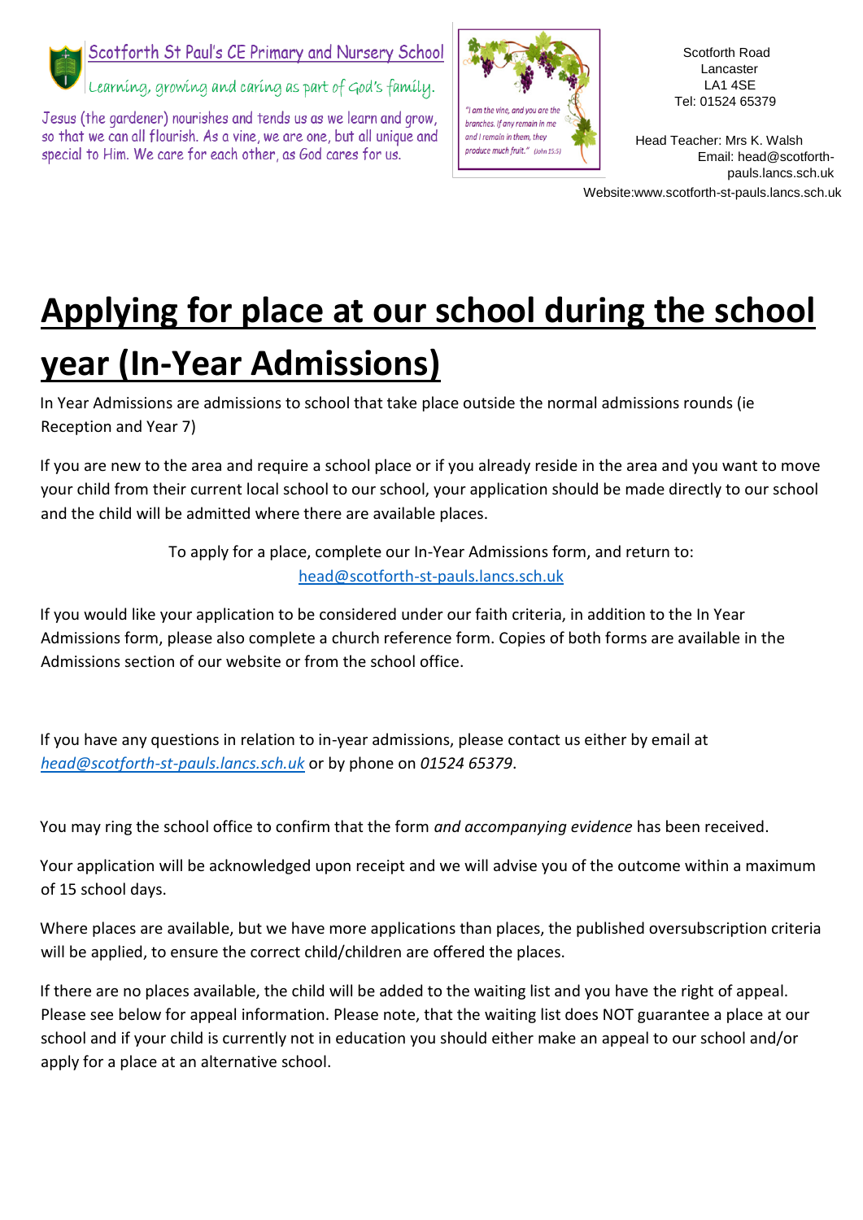Scotforth St Paul's CE Primary and Nursery School

Learning, growing and caring as part of God's family.

Jesus (the gardener) nourishes and tends us as we learn and grow, so that we can all flourish. As a vine, we are one, but all unique and special to Him. We care for each other, as God cares for us.

"I am the vine, and you are the branches. If any remain in me and I remain in them, they produce much fruit." (John 15:5)

Scotforth Road
Lancaster
LA1 4SE
Tel: 01524 65379

Head Teacher: Mrs K. Walsh
Email: head@scotforth-pauls.lancs.sch.uk

Website:www.scotforth-st-pauls.lancs.sch.uk

# Applying for place at our school during the school year (In-Year Admissions)

In Year Admissions are admissions to school that take place outside the normal admissions rounds (ie Reception and Year 7)

If you are new to the area and require a school place or if you already reside in the area and you want to move your child from their current local school to our school, your application should be made directly to our school and the child will be admitted where there are available places.

To apply for a place, complete our In-Year Admissions form, and return to: head@scotforth-st-pauls.lancs.sch.uk

If you would like your application to be considered under our faith criteria, in addition to the In Year Admissions form, please also complete a church reference form. Copies of both forms are available in the Admissions section of our website or from the school office.

If you have any questions in relation to in-year admissions, please contact us either by email at *head@scotforth-st-pauls.lancs.sch.uk* or by phone on *01524 65379*.

You may ring the school office to confirm that the form *and accompanying evidence* has been received.

Your application will be acknowledged upon receipt and we will advise you of the outcome within a maximum of 15 school days.

Where places are available, but we have more applications than places, the published oversubscription criteria will be applied, to ensure the correct child/children are offered the places.

If there are no places available, the child will be added to the waiting list and you have the right of appeal. Please see below for appeal information. Please note, that the waiting list does NOT guarantee a place at our school and if your child is currently not in education you should either make an appeal to our school and/or apply for a place at an alternative school.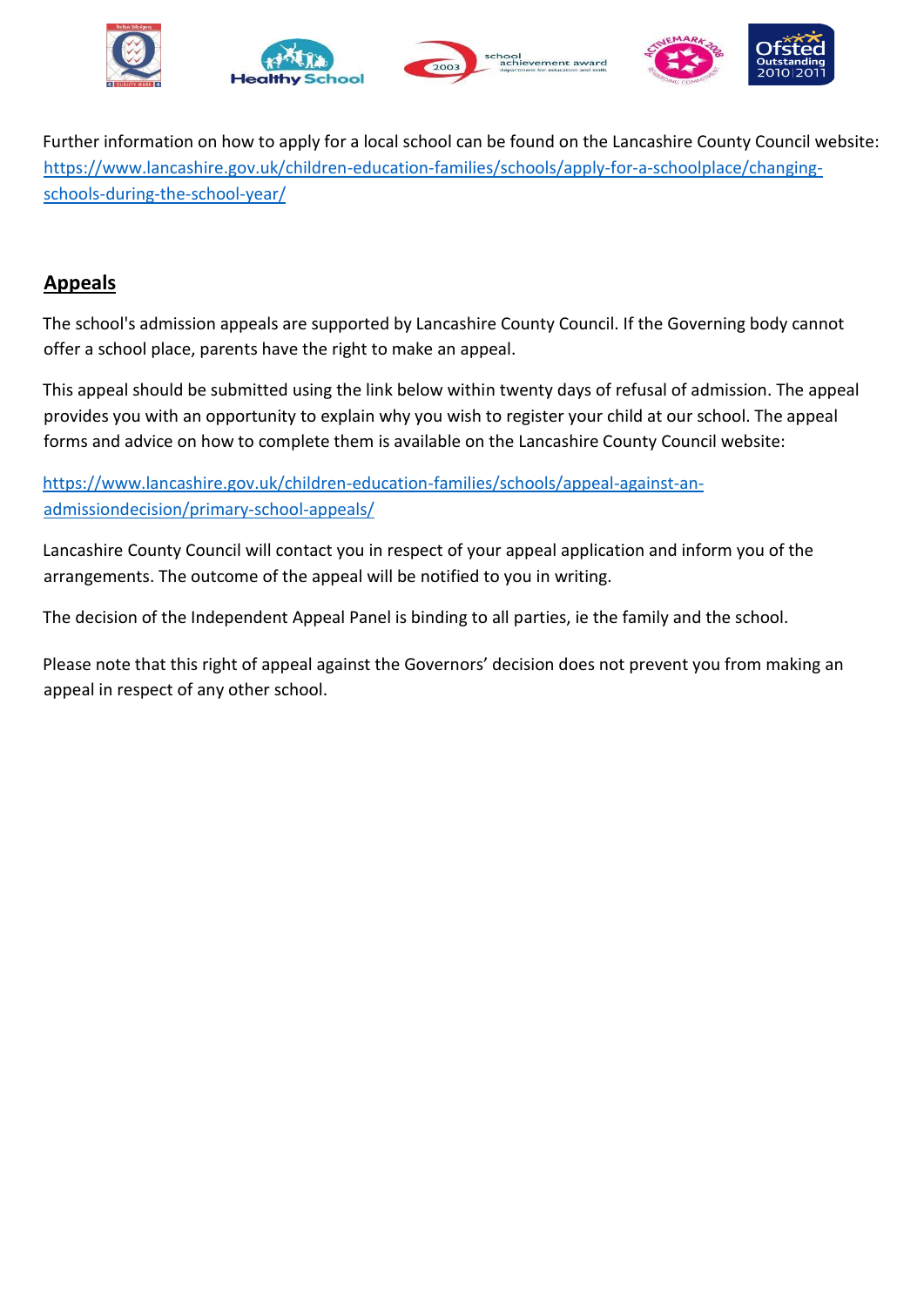Further information on how to apply for a local school can be found on the Lancashire County Council website: https://www.lancashire.gov.uk/children-education-families/schools/apply-for-a-schoolplace/changing-schools-during-the-school-year/

## Appeals

The school's admission appeals are supported by Lancashire County Council. If the Governing body cannot offer a school place, parents have the right to make an appeal.

This appeal should be submitted using the link below within twenty days of refusal of admission. The appeal provides you with an opportunity to explain why you wish to register your child at our school. The appeal forms and advice on how to complete them is available on the Lancashire County Council website:

https://www.lancashire.gov.uk/children-education-families/schools/appeal-against-an-admissiondecision/primary-school-appeals/

Lancashire County Council will contact you in respect of your appeal application and inform you of the arrangements. The outcome of the appeal will be notified to you in writing.

The decision of the Independent Appeal Panel is binding to all parties, ie the family and the school.

Please note that this right of appeal against the Governors' decision does not prevent you from making an appeal in respect of any other school.